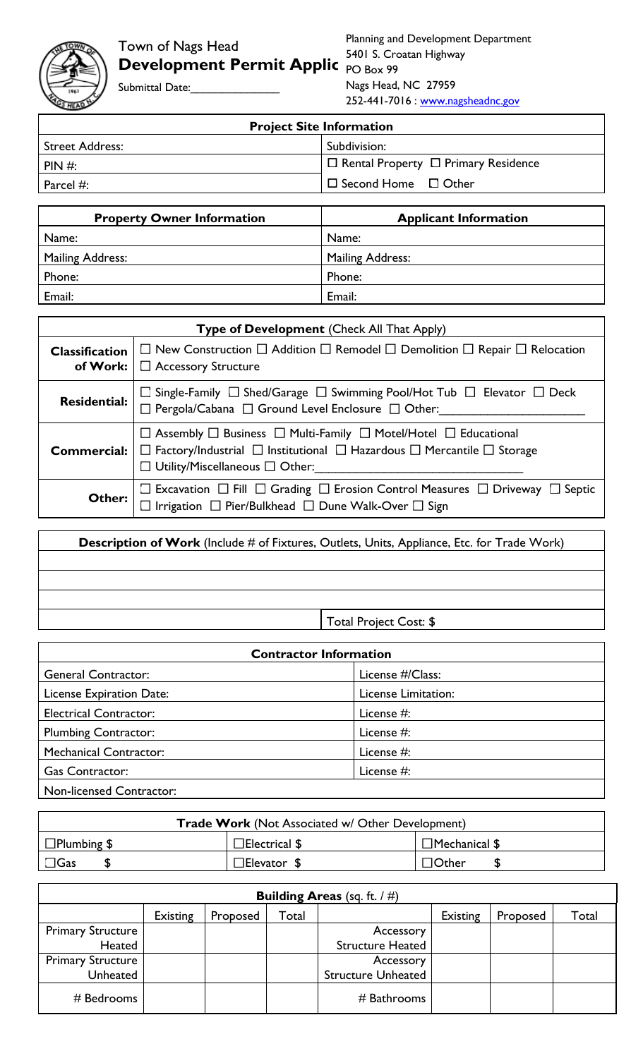Town of Nags Head
**Development Permit Applic**

Submittal Date:______________

Planning and Development Department
5401 S. Croatan Highway
PO Box 99
Nags Head, NC 27959
252-441-7016 : www.nagsheadnc.gov

| Project Site Information | |
|---|---|
| Street Address: | Subdivision: |
| PIN #: | ☐ Rental Property ☐ Primary Residence |
| Parcel #: | ☐ Second Home ☐ Other |

| Property Owner Information | Applicant Information |
|---|---|
| Name: | Name: |
| Mailing Address: | Mailing Address: |
| Phone: | Phone: |
| Email: | Email: |

| Type of Development (Check All That Apply) | |
|---|---|
| **Classification of Work:** | ☐ New Construction ☐ Addition ☐ Remodel ☐ Demolition ☐ Repair ☐ Relocation ☐ Accessory Structure |
| **Residential:** | ☐ Single-Family ☐ Shed/Garage ☐ Swimming Pool/Hot Tub ☐ Elevator ☐ Deck ☐ Pergola/Cabana ☐ Ground Level Enclosure ☐ Other:____________________ |
| **Commercial:** | ☐ Assembly ☐ Business ☐ Multi-Family ☐ Motel/Hotel ☐ Educational ☐ Factory/Industrial ☐ Institutional ☐ Hazardous ☐ Mercantile ☐ Storage ☐ Utility/Miscellaneous ☐ Other:______________________________ |
| **Other:** | ☐ Excavation ☐ Fill ☐ Grading ☐ Erosion Control Measures ☐ Driveway ☐ Septic ☐ Irrigation ☐ Pier/Bulkhead ☐ Dune Walk-Over ☐ Sign |

| **Description of Work** (Include # of Fixtures, Outlets, Units, Appliance, Etc. for Trade Work) | |
|---|---|
| | |
| | |
| | |
| | Total Project Cost: $ |

| Contractor Information | |
|---|---|
| General Contractor: | License #/Class: |
| License Expiration Date: | License Limitation: |
| Electrical Contractor: | License #: |
| Plumbing Contractor: | License #: |
| Mechanical Contractor: | License #: |
| Gas Contractor: | License #: |
| Non-licensed Contractor: | |

| **Trade Work** (Not Associated w/ Other Development) | | |
|---|---|---|
| ☐Plumbing $ | ☐Electrical $ | ☐Mechanical $ |
| ☐Gas $ | ☐Elevator $ | ☐Other $ |

| **Building Areas** (sq. ft. / #) | | | | | | | |
|---|---|---|---|---|---|---|---|
| | Existing | Proposed | Total | | Existing | Proposed | Total |
| Primary Structure Heated | | | | Accessory Structure Heated | | | |
| Primary Structure Unheated | | | | Accessory Structure Unheated | | | |
| # Bedrooms | | | | # Bathrooms | | | |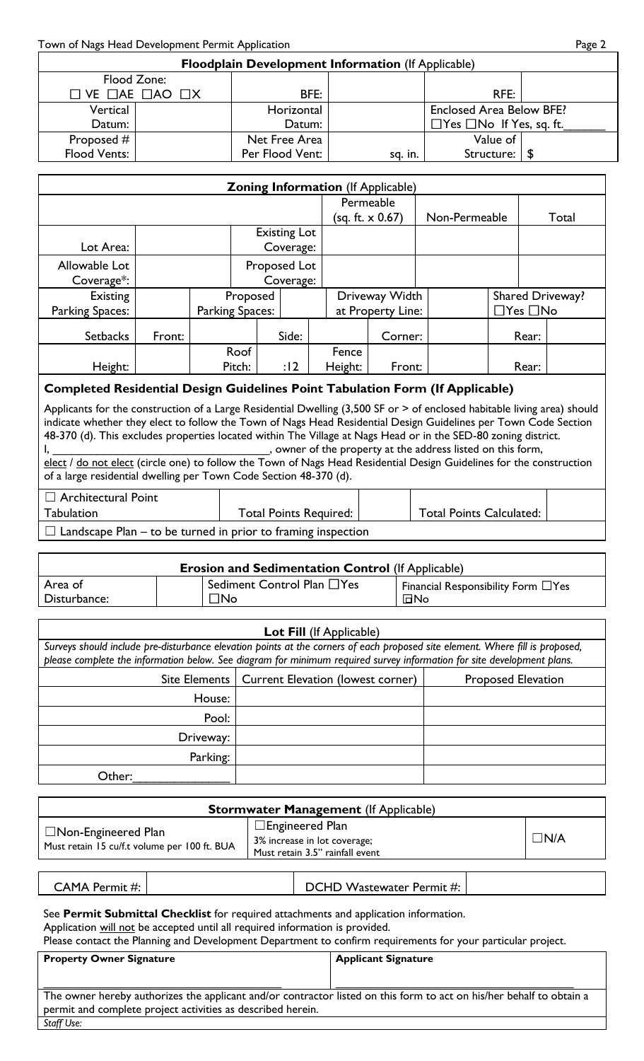## Floodplain Development Information (If Applicable)

| | | | | | |
|---|---|---|---|---|---|
| Flood Zone: ☐ VE ☐AE ☐AO ☐X | | BFE: | | RFE: | |
| Vertical Datum: | | Horizontal Datum: | | Enclosed Area Below BFE? ☐Yes ☐No If Yes, sq. ft.\_\_\_\_\_\_ | |
| Proposed # Flood Vents: | | Net Free Area Per Flood Vent: | sq. in. | Value of Structure: | $ |

## Zoning Information (If Applicable)

| | | | | Permeable (sq. ft. x 0.67) | Non-Permeable | Total |
|---|---|---|---|---|---|---|
| Lot Area: | | Existing Lot Coverage: | | | | |
| Allowable Lot Coverage*: | | Proposed Lot Coverage: | | | | |
| Existing Parking Spaces: | | Proposed Parking Spaces: | | Driveway Width at Property Line: | | Shared Driveway? ☐Yes ☐No |

| | | | | | | | | |
|---|---|---|---|---|---|---|---|---|
| Setbacks | Front: | | Side: | | Corner: | | Rear: | |
| Height: | | Roof Pitch: | :12 | Fence Height: | Front: | | Rear: | |

### Completed Residential Design Guidelines Point Tabulation Form (If Applicable)

Applicants for the construction of a Large Residential Dwelling (3,500 SF or > of enclosed habitable living area) should indicate whether they elect to follow the Town of Nags Head Residential Design Guidelines per Town Code Section 48-370 (d). This excludes properties located within The Village at Nags Head or in the SED-80 zoning district.

I, \_\_\_\_\_\_\_\_\_\_\_\_\_\_\_\_\_\_\_\_\_\_\_\_\_\_\_\_\_\_\_\_\_\_\_, owner of the property at the address listed on this form, elect / do not elect (circle one) to follow the Town of Nags Head Residential Design Guidelines for the construction of a large residential dwelling per Town Code Section 48-370 (d).

| | | | | |
|---|---|---|---|---|
| ☐ Architectural Point Tabulation | Total Points Required: | | Total Points Calculated: | |

☐ Landscape Plan – to be turned in prior to framing inspection

## Erosion and Sedimentation Control (If Applicable)

| | | | |
|---|---|---|---|
| Area of Disturbance: | | Sediment Control Plan ☐Yes ☐No | Financial Responsibility Form ☐Yes ☐No |

## Lot Fill (If Applicable)

*Surveys should include pre-disturbance elevation points at the corners of each proposed site element. Where fill is proposed, please complete the information below. See diagram for minimum required survey information for site development plans.*

| Site Elements | Current Elevation (lowest corner) | Proposed Elevation |
|---|---|---|
| House: | | |
| Pool: | | |
| Driveway: | | |
| Parking: | | |
| Other:\_\_\_\_\_\_\_\_\_\_\_\_\_\_\_ | | |

## Stormwater Management (If Applicable)

| | | |
|---|---|---|
| ☐Non-Engineered Plan<br>Must retain 15 cu/f.t volume per 100 ft. BUA | ☐Engineered Plan<br>3% increase in lot coverage;<br>Must retain 3.5" rainfall event | ☐N/A |

| | | | |
|---|---|---|---|
| CAMA Permit #: | | DCHD Wastewater Permit #: | |

See **Permit Submittal Checklist** for required attachments and application information.
Application will not be accepted until all required information is provided.
Please contact the Planning and Development Department to confirm requirements for your particular project.

| **Property Owner Signature** | **Applicant Signature** |
|---|---|
| \_\_\_\_\_\_\_\_\_\_\_\_\_\_\_\_\_\_\_\_\_\_\_\_\_\_\_\_\_\_\_\_\_\_\_\_\_\_\_\_\_\_\_\_\_\_ | \_\_\_\_\_\_\_\_\_\_\_\_\_\_\_\_\_\_\_\_\_\_\_\_\_\_\_\_\_\_\_\_\_\_\_\_\_\_ |

The owner hereby authorizes the applicant and/or contractor listed on this form to act on his/her behalf to obtain a permit and complete project activities as described herein.

*Staff Use:*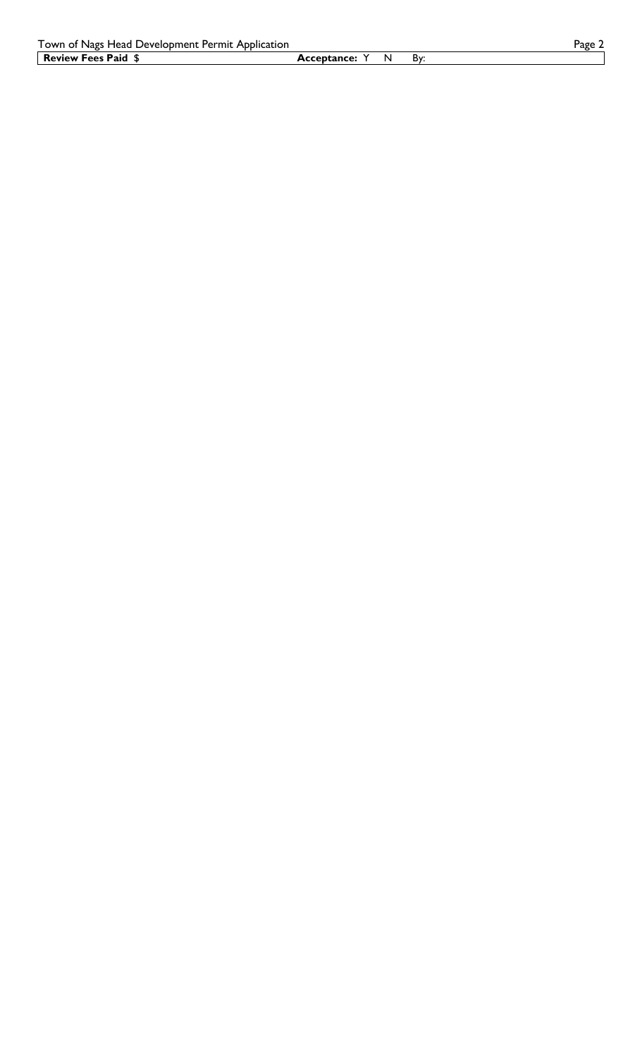| | |
|---|---|
| **Review Fees Paid** $ | **Acceptance:** Y N By: |